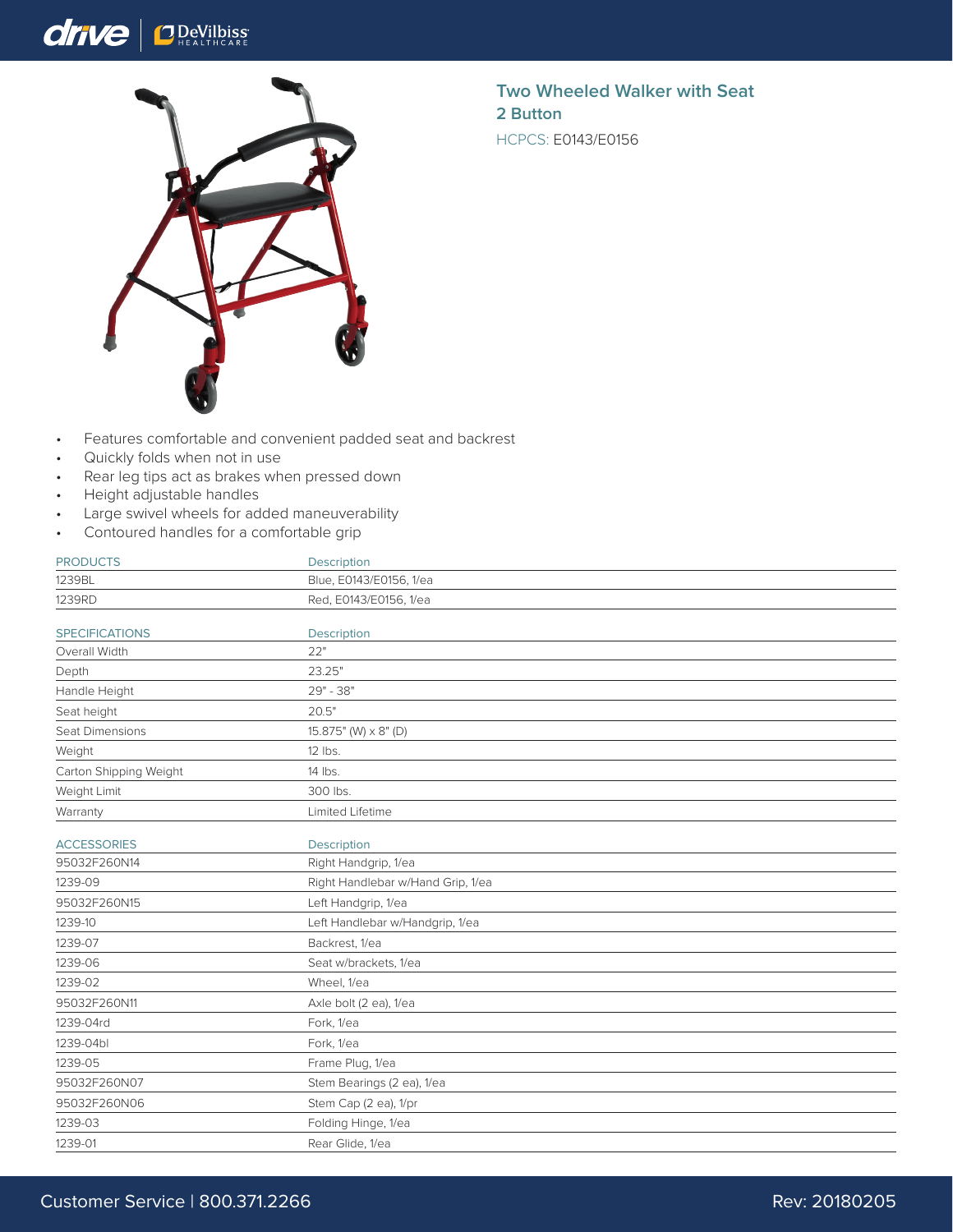## Two Wheeled Walker with Seat
## 2 Button

HCPCS: E0143/E0156

- Features comfortable and convenient padded seat and backrest
- Quickly folds when not in use
- Rear leg tips act as brakes when pressed down
- Height adjustable handles
- Large swivel wheels for added maneuverability
- Contoured handles for a comfortable grip

| PRODUCTS | Description |
|---|---|
| 1239BL | Blue, E0143/E0156, 1/ea |
| 1239RD | Red, E0143/E0156, 1/ea |

| SPECIFICATIONS | Description |
|---|---|
| Overall Width | 22" |
| Depth | 23.25" |
| Handle Height | 29" - 38" |
| Seat height | 20.5" |
| Seat Dimensions | 15.875" (W) x 8" (D) |
| Weight | 12 lbs. |
| Carton Shipping Weight | 14 lbs. |
| Weight Limit | 300 lbs. |
| Warranty | Limited Lifetime |

| ACCESSORIES | Description |
|---|---|
| 95032F260N14 | Right Handgrip, 1/ea |
| 1239-09 | Right Handlebar w/Hand Grip, 1/ea |
| 95032F260N15 | Left Handgrip, 1/ea |
| 1239-10 | Left Handlebar w/Handgrip, 1/ea |
| 1239-07 | Backrest, 1/ea |
| 1239-06 | Seat w/brackets, 1/ea |
| 1239-02 | Wheel, 1/ea |
| 95032F260N11 | Axle bolt (2 ea), 1/ea |
| 1239-04rd | Fork, 1/ea |
| 1239-04bl | Fork, 1/ea |
| 1239-05 | Frame Plug, 1/ea |
| 95032F260N07 | Stem Bearings (2 ea), 1/ea |
| 95032F260N06 | Stem Cap (2 ea), 1/pr |
| 1239-03 | Folding Hinge, 1/ea |
| 1239-01 | Rear Glide, 1/ea |

Customer Service | 800.371.2266

Rev: 20180205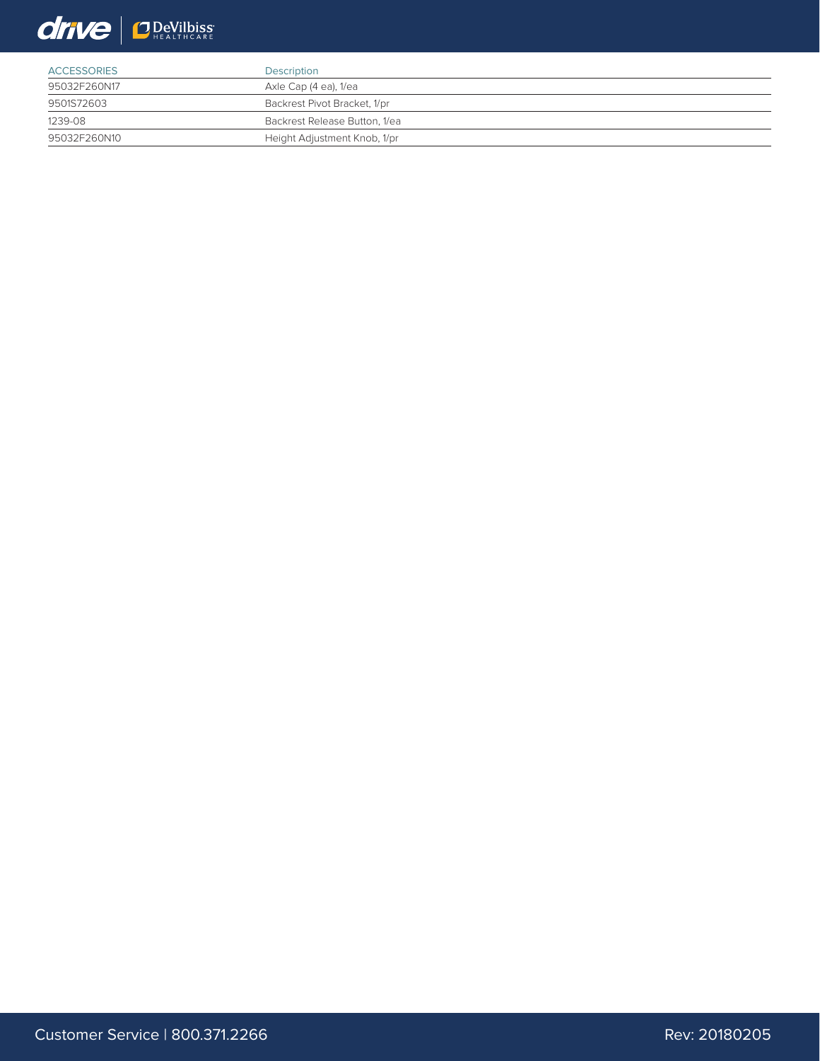| ACCESSORIES | Description |
|---|---|
| 95032F260N17 | Axle Cap (4 ea), 1/ea |
| 9501S72603 | Backrest Pivot Bracket, 1/pr |
| 1239-08 | Backrest Release Button, 1/ea |
| 95032F260N10 | Height Adjustment Knob, 1/pr |

Customer Service | 800.371.2266

Rev: 20180205